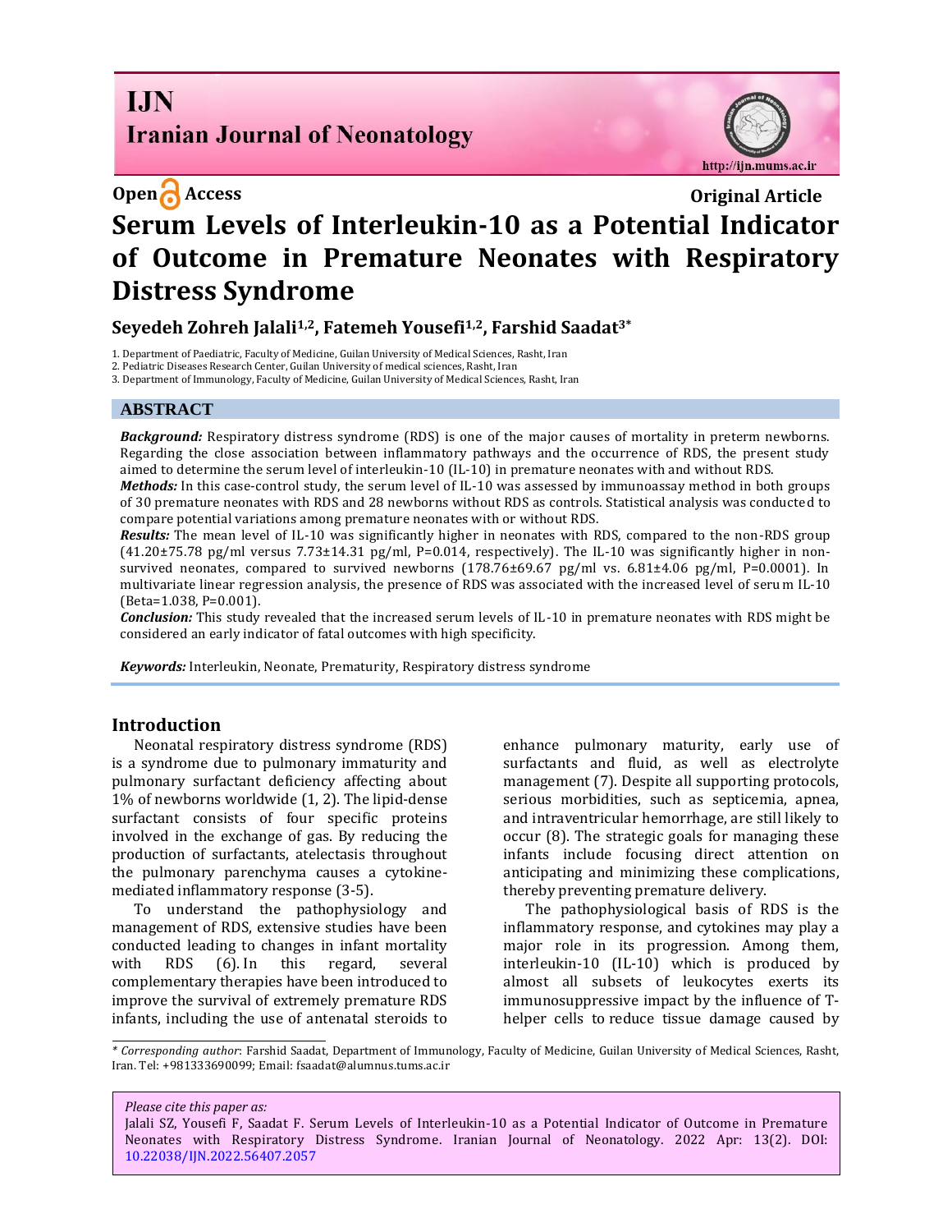**Open Access** **Original Article**

# Serum Levels of Interleukin-10 as a Potential Indicator of Outcome in Premature Neonates with Respiratory Distress Syndrome

**Seyedeh Zohreh Jalali[1,2], Fatemeh Yousefi[1,2], Farshid Saadat[3*]**

1. Department of Paediatric, Faculty of Medicine, Guilan University of Medical Sciences, Rasht, Iran
2. Pediatric Diseases Research Center, Guilan University of medical sciences, Rasht, Iran
3. Department of Immunology, Faculty of Medicine, Guilan University of Medical Sciences, Rasht, Iran

## ABSTRACT

***Background:*** Respiratory distress syndrome (RDS) is one of the major causes of mortality in preterm newborns. Regarding the close association between inflammatory pathways and the occurrence of RDS, the present study aimed to determine the serum level of interleukin-10 (IL-10) in premature neonates with and without RDS.

***Methods:*** In this case-control study, the serum level of IL-10 was assessed by immunoassay method in both groups of 30 premature neonates with RDS and 28 newborns without RDS as controls. Statistical analysis was conducted to compare potential variations among premature neonates with or without RDS.

***Results:*** The mean level of IL-10 was significantly higher in neonates with RDS, compared to the non-RDS group (41.20±75.78 pg/ml versus 7.73±14.31 pg/ml, P=0.014, respectively). The IL-10 was significantly higher in non-survived neonates, compared to survived newborns (178.76±69.67 pg/ml vs. 6.81±4.06 pg/ml, P=0.0001). In multivariate linear regression analysis, the presence of RDS was associated with the increased level of serum IL-10 (Beta=1.038, P=0.001).

***Conclusion:*** This study revealed that the increased serum levels of IL-10 in premature neonates with RDS might be considered an early indicator of fatal outcomes with high specificity.

***Keywords:*** Interleukin, Neonate, Prematurity, Respiratory distress syndrome

## Introduction

Neonatal respiratory distress syndrome (RDS) is a syndrome due to pulmonary immaturity and pulmonary surfactant deficiency affecting about 1% of newborns worldwide (1, 2). The lipid-dense surfactant consists of four specific proteins involved in the exchange of gas. By reducing the production of surfactants, atelectasis throughout the pulmonary parenchyma causes a cytokine-mediated inflammatory response (3-5).

To understand the pathophysiology and management of RDS, extensive studies have been conducted leading to changes in infant mortality with RDS (6). In this regard, several complementary therapies have been introduced to improve the survival of extremely premature RDS infants, including the use of antenatal steroids to enhance pulmonary maturity, early use of surfactants and fluid, as well as electrolyte management (7). Despite all supporting protocols, serious morbidities, such as septicemia, apnea, and intraventricular hemorrhage, are still likely to occur (8). The strategic goals for managing these infants include focusing direct attention on anticipating and minimizing these complications, thereby preventing premature delivery.

The pathophysiological basis of RDS is the inflammatory response, and cytokines may play a major role in its progression. Among them, interleukin-10 (IL-10) which is produced by almost all subsets of leukocytes exerts its immunosuppressive impact by the influence of T-helper cells to reduce tissue damage caused by

---

*\* Corresponding author*: Farshid Saadat, Department of Immunology, Faculty of Medicine, Guilan University of Medical Sciences, Rasht, Iran. Tel: +981333690099; Email: fsaadat@alumnus.tums.ac.ir

*Please cite this paper as:*
Jalali SZ, Yousefi F, Saadat F. Serum Levels of Interleukin-10 as a Potential Indicator of Outcome in Premature Neonates with Respiratory Distress Syndrome. Iranian Journal of Neonatology. 2022 Apr: 13(2). DOI: 10.22038/IJN.2022.56407.2057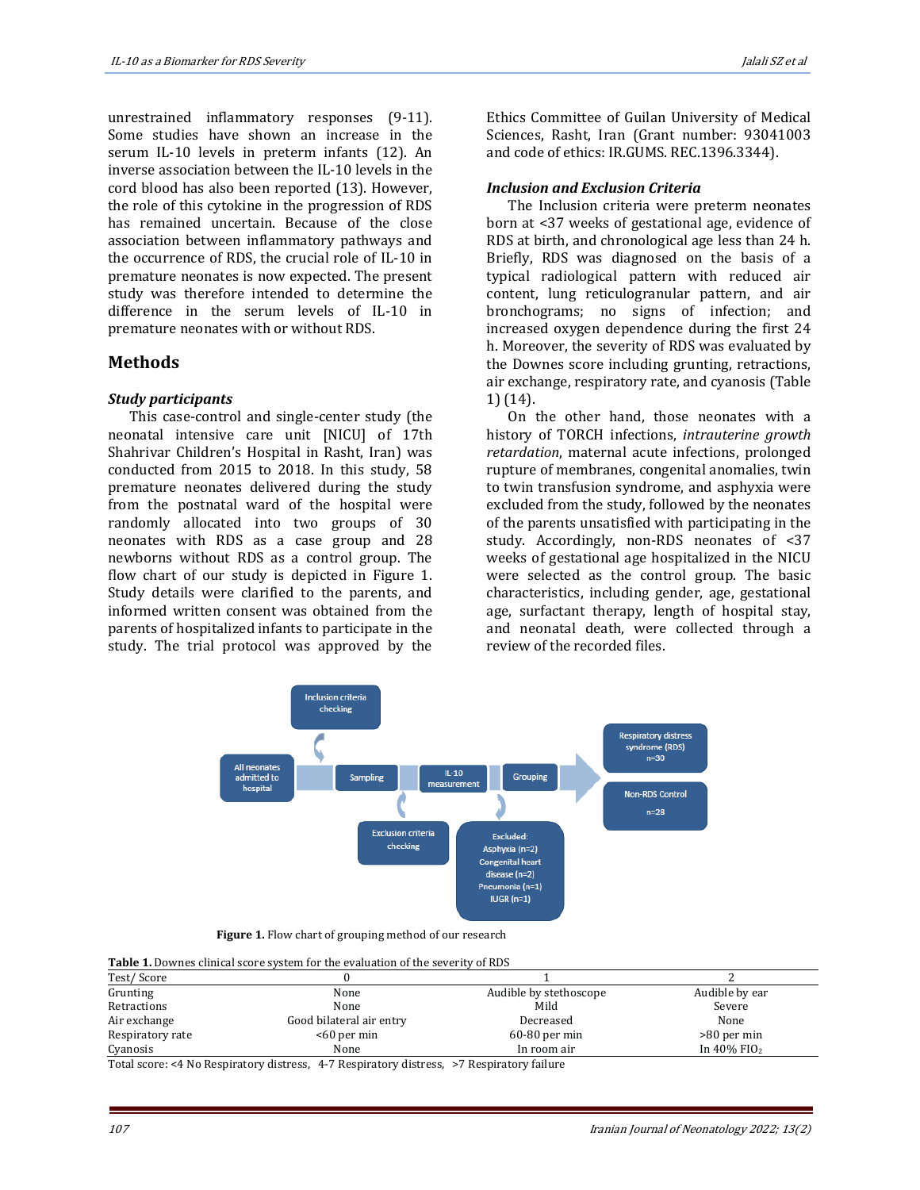unrestrained inflammatory responses (9-11). Some studies have shown an increase in the serum IL-10 levels in preterm infants (12). An inverse association between the IL-10 levels in the cord blood has also been reported (13). However, the role of this cytokine in the progression of RDS has remained uncertain. Because of the close association between inflammatory pathways and the occurrence of RDS, the crucial role of IL-10 in premature neonates is now expected. The present study was therefore intended to determine the difference in the serum levels of IL-10 in premature neonates with or without RDS.

## Methods

### *Study participants*

This case-control and single-center study (the neonatal intensive care unit [NICU] of 17th Shahrivar Children's Hospital in Rasht, Iran) was conducted from 2015 to 2018. In this study, 58 premature neonates delivered during the study from the postnatal ward of the hospital were randomly allocated into two groups of 30 neonates with RDS as a case group and 28 newborns without RDS as a control group. The flow chart of our study is depicted in Figure 1. Study details were clarified to the parents, and informed written consent was obtained from the parents of hospitalized infants to participate in the study. The trial protocol was approved by the Ethics Committee of Guilan University of Medical Sciences, Rasht, Iran (Grant number: 93041003 and code of ethics: IR.GUMS. REC.1396.3344).

### *Inclusion and Exclusion Criteria*

The Inclusion criteria were preterm neonates born at <37 weeks of gestational age, evidence of RDS at birth, and chronological age less than 24 h. Briefly, RDS was diagnosed on the basis of a typical radiological pattern with reduced air content, lung reticulogranular pattern, and air bronchograms; no signs of infection; and increased oxygen dependence during the first 24 h. Moreover, the severity of RDS was evaluated by the Downes score including grunting, retractions, air exchange, respiratory rate, and cyanosis (Table 1) (14).

On the other hand, those neonates with a history of TORCH infections, *intrauterine growth retardation*, maternal acute infections, prolonged rupture of membranes, congenital anomalies, twin to twin transfusion syndrome, and asphyxia were excluded from the study, followed by the neonates of the parents unsatisfied with participating in the study. Accordingly, non-RDS neonates of <37 weeks of gestational age hospitalized in the NICU were selected as the control group. The basic characteristics, including gender, age, gestational age, surfactant therapy, length of hospital stay, and neonatal death, were collected through a review of the recorded files.

All neonates admitted to hospital → Inclusion criteria checking → Sampling → Exclusion criteria checking → IL-10 measurement → Grouping → Respiratory distress syndrome (RDS) n=30; Non-RDS Control n=28

Excluded: Asphyxia (n=2), Congenital heart disease (n=2), Pneumonia (n=1), IUGR (n=1)

**Figure 1.** Flow chart of grouping method of our research

**Table 1.** Downes clinical score system for the evaluation of the severity of RDS

| Test/ Score | 0 | 1 | 2 |
|---|---|---|---|
| Grunting | None | Audible by stethoscope | Audible by ear |
| Retractions | None | Mild | Severe |
| Air exchange | Good bilateral air entry | Decreased | None |
| Respiratory rate | <60 per min | 60-80 per min | >80 per min |
| Cyanosis | None | In room air | In 40% $FIO_2$ |

Total score: <4 No Respiratory distress, 4-7 Respiratory distress, >7 Respiratory failure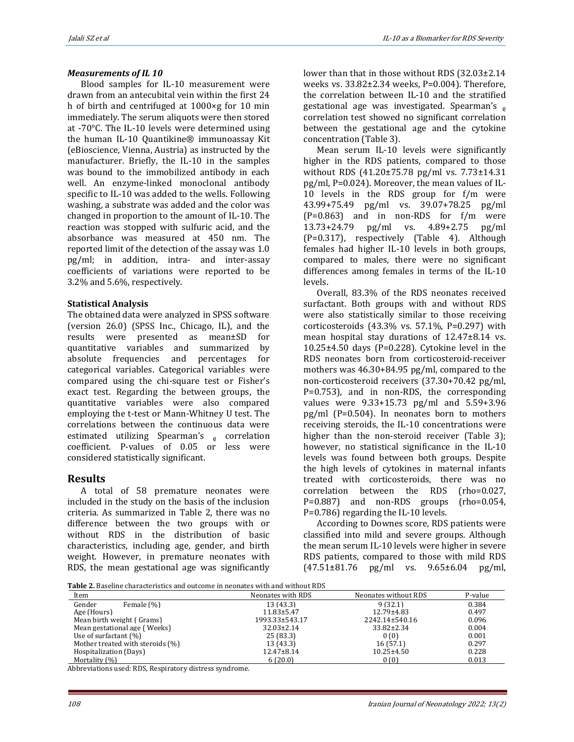### *Measurements of IL 10*

Blood samples for IL-10 measurement were drawn from an antecubital vein within the first 24 h of birth and centrifuged at 1000×g for 10 min immediately. The serum aliquots were then stored at -70°C. The IL-10 levels were determined using the human IL-10 Quantikine® immunoassay Kit (eBioscience, Vienna, Austria) as instructed by the manufacturer. Briefly, the IL-10 in the samples was bound to the immobilized antibody in each well. An enzyme-linked monoclonal antibody specific to IL-10 was added to the wells. Following washing, a substrate was added and the color was changed in proportion to the amount of IL-10. The reaction was stopped with sulfuric acid, and the absorbance was measured at 450 nm. The reported limit of the detection of the assay was 1.0 pg/ml; in addition, intra- and inter-assay coefficients of variations were reported to be 3.2% and 5.6%, respectively.

### Statistical Analysis

The obtained data were analyzed in SPSS software (version 26.0) (SPSS Inc., Chicago, IL), and the results were presented as mean±SD for quantitative variables and summarized by absolute frequencies and percentages for categorical variables. Categorical variables were compared using the chi-square test or Fisher's exact test. Regarding the between groups, the quantitative variables were also compared employing the t-test or Mann-Whitney U test. The correlations between the continuous data were estimated utilizing Spearman's $_{\varrho}$ correlation coefficient. P-values of 0.05 or less were considered statistically significant.

## Results

A total of 58 premature neonates were included in the study on the basis of the inclusion criteria. As summarized in Table 2, there was no difference between the two groups with or without RDS in the distribution of basic characteristics, including age, gender, and birth weight. However, in premature neonates with RDS, the mean gestational age was significantly lower than that in those without RDS (32.03±2.14 weeks vs. 33.82±2.34 weeks, P=0.004). Therefore, the correlation between IL-10 and the stratified gestational age was investigated. Spearman's $_{\varrho}$ correlation test showed no significant correlation between the gestational age and the cytokine concentration (Table 3).

Mean serum IL-10 levels were significantly higher in the RDS patients, compared to those without RDS (41.20±75.78 pg/ml vs. 7.73±14.31 pg/ml, P=0.024). Moreover, the mean values of IL-10 levels in the RDS group for f/m were 43.99+75.49 pg/ml vs. 39.07+78.25 pg/ml (P=0.863) and in non-RDS for f/m were 13.73+24.79 pg/ml vs. 4.89+2.75 pg/ml (P=0.317), respectively (Table 4). Although females had higher IL-10 levels in both groups, compared to males, there were no significant differences among females in terms of the IL-10 levels.

Overall, 83.3% of the RDS neonates received surfactant. Both groups with and without RDS were also statistically similar to those receiving corticosteroids (43.3% vs. 57.1%, P=0.297) with mean hospital stay durations of 12.47±8.14 vs. 10.25±4.50 days (P=0.228). Cytokine level in the RDS neonates born from corticosteroid-receiver mothers was 46.30+84.95 pg/ml, compared to the non-corticosteroid receivers (37.30+70.42 pg/ml, P=0.753), and in non-RDS, the corresponding values were 9.33+15.73 pg/ml and 5.59+3.96 pg/ml (P=0.504). In neonates born to mothers receiving steroids, the IL-10 concentrations were higher than the non-steroid receiver (Table 3); however, no statistical significance in the IL-10 levels was found between both groups. Despite the high levels of cytokines in maternal infants treated with corticosteroids, there was no correlation between the RDS (rho=0.027, P=0.887) and non-RDS groups (rho=0.054, P=0.786) regarding the IL-10 levels.

According to Downes score, RDS patients were classified into mild and severe groups. Although the mean serum IL-10 levels were higher in severe RDS patients, compared to those with mild RDS (47.51±81.76 pg/ml vs. 9.65±6.04 pg/ml,

**Table 2.** Baseline characteristics and outcome in neonates with and without RDS

| Item | Neonates with RDS | Neonates without RDS | P-value |
|---|---|---|---|
| Gender Female (%) | 13 (43.3) | 9 (32.1) | 0.384 |
| Age (Hours) | 11.83±5.47 | 12.79±4.83 | 0.497 |
| Mean birth weight ( Grams) | 1993.33±543.17 | 2242.14±540.16 | 0.096 |
| Mean gestational age ( Weeks) | 32.03±2.14 | 33.82±2.34 | 0.004 |
| Use of surfactant (%) | 25 (83.3) | 0 (0) | 0.001 |
| Mother treated with steroids (%) | 13 (43.3) | 16 (57.1) | 0.297 |
| Hospitalization (Days) | 12.47±8.14 | 10.25±4.50 | 0.228 |
| Mortality (%) | 6 (20.0) | 0 (0) | 0.013 |

Abbreviations used: RDS, Respiratory distress syndrome.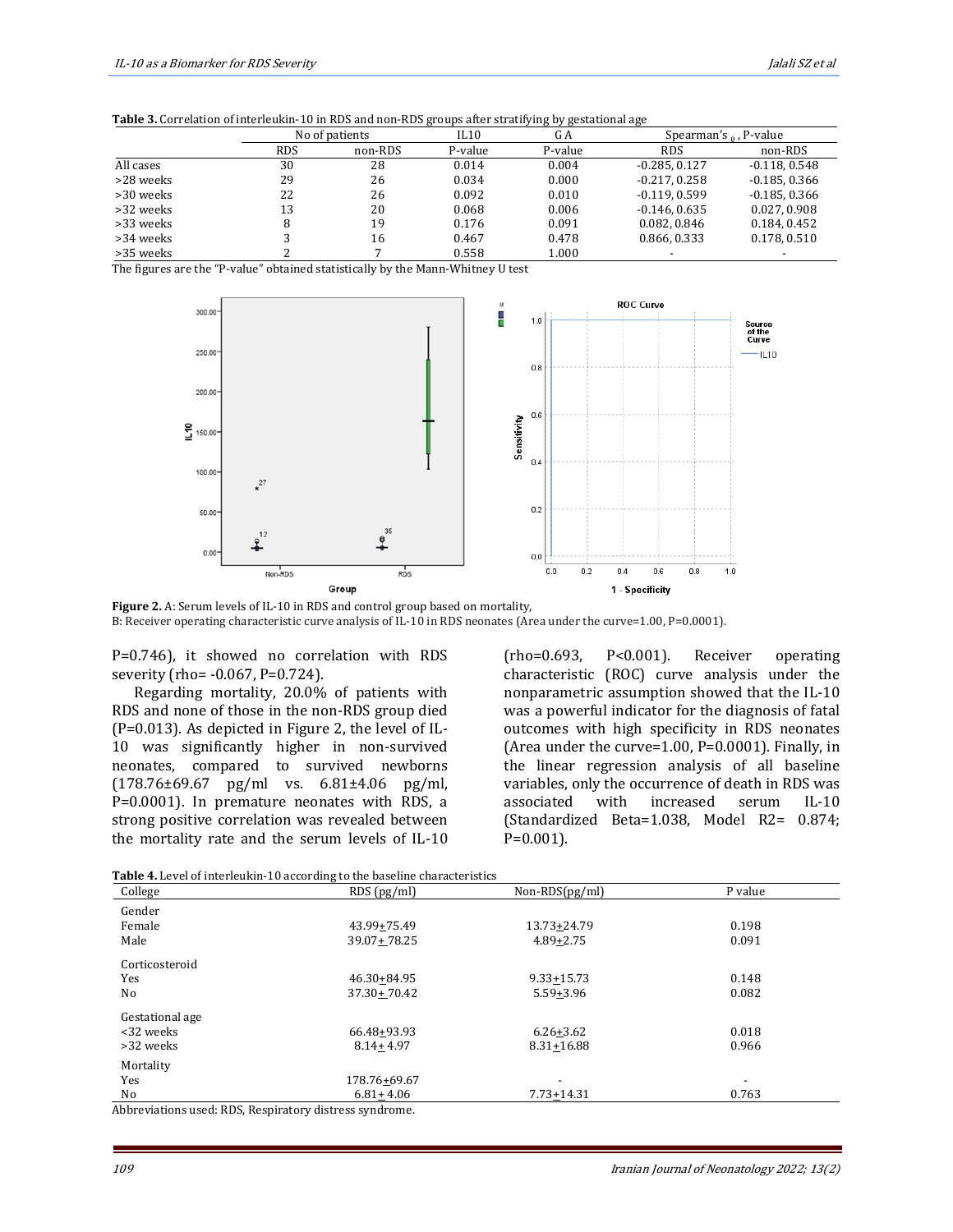**Table 3.** Correlation of interleukin-10 in RDS and non-RDS groups after stratifying by gestational age

| | No of patients | | IL10 | GA | Spearman's ρ, P-value | |
|---|---|---|---|---|---|---|
| | RDS | non-RDS | P-value | P-value | RDS | non-RDS |
| All cases | 30 | 28 | 0.014 | 0.004 | -0.285, 0.127 | -0.118, 0.548 |
| >28 weeks | 29 | 26 | 0.034 | 0.000 | -0.217, 0.258 | -0.185, 0.366 |
| >30 weeks | 22 | 26 | 0.092 | 0.010 | -0.119, 0.599 | -0.185, 0.366 |
| >32 weeks | 13 | 20 | 0.068 | 0.006 | -0.146, 0.635 | 0.027, 0.908 |
| >33 weeks | 8 | 19 | 0.176 | 0.091 | 0.082, 0.846 | 0.184, 0.452 |
| >34 weeks | 3 | 16 | 0.467 | 0.478 | 0.866, 0.333 | 0.178, 0.510 |
| >35 weeks | 2 | 7 | 0.558 | 1.000 | - | - |

The figures are the "P-value" obtained statistically by the Mann-Whitney U test

**Figure 2.** A: Serum levels of IL-10 in RDS and control group based on mortality,
B: Receiver operating characteristic curve analysis of IL-10 in RDS neonates (Area under the curve=1.00, P=0.0001).

P=0.746), it showed no correlation with RDS severity (rho= -0.067, P=0.724).

Regarding mortality, 20.0% of patients with RDS and none of those in the non-RDS group died (P=0.013). As depicted in Figure 2, the level of IL-10 was significantly higher in non-survived neonates, compared to survived newborns (178.76±69.67 pg/ml vs. 6.81±4.06 pg/ml, P=0.0001). In premature neonates with RDS, a strong positive correlation was revealed between the mortality rate and the serum levels of IL-10 (rho=0.693, P<0.001). Receiver operating characteristic (ROC) curve analysis under the nonparametric assumption showed that the IL-10 was a powerful indicator for the diagnosis of fatal outcomes with high specificity in RDS neonates (Area under the curve=1.00, P=0.0001). Finally, in the linear regression analysis of all baseline variables, only the occurrence of death in RDS was associated with increased serum IL-10 (Standardized Beta=1.038, Model R2= 0.874; P=0.001).

**Table 4.** Level of interleukin-10 according to the baseline characteristics

| College | RDS (pg/ml) | Non-RDS(pg/ml) | P value |
|---|---|---|---|
| Gender | | | |
| Female | 43.99±75.49 | 13.73±24.79 | 0.198 |
| Male | 39.07± 78.25 | 4.89±2.75 | 0.091 |
| Corticosteroid | | | |
| Yes | 46.30±84.95 | 9.33±15.73 | 0.148 |
| No | 37.30± 70.42 | 5.59±3.96 | 0.082 |
| Gestational age | | | |
| <32 weeks | 66.48±93.93 | 6.26±3.62 | 0.018 |
| >32 weeks | 8.14± 4.97 | 8.31±16.88 | 0.966 |
| Mortality | | | |
| Yes | 178.76±69.67 | - | - |
| No | 6.81± 4.06 | 7.73±14.31 | 0.763 |

Abbreviations used: RDS, Respiratory distress syndrome.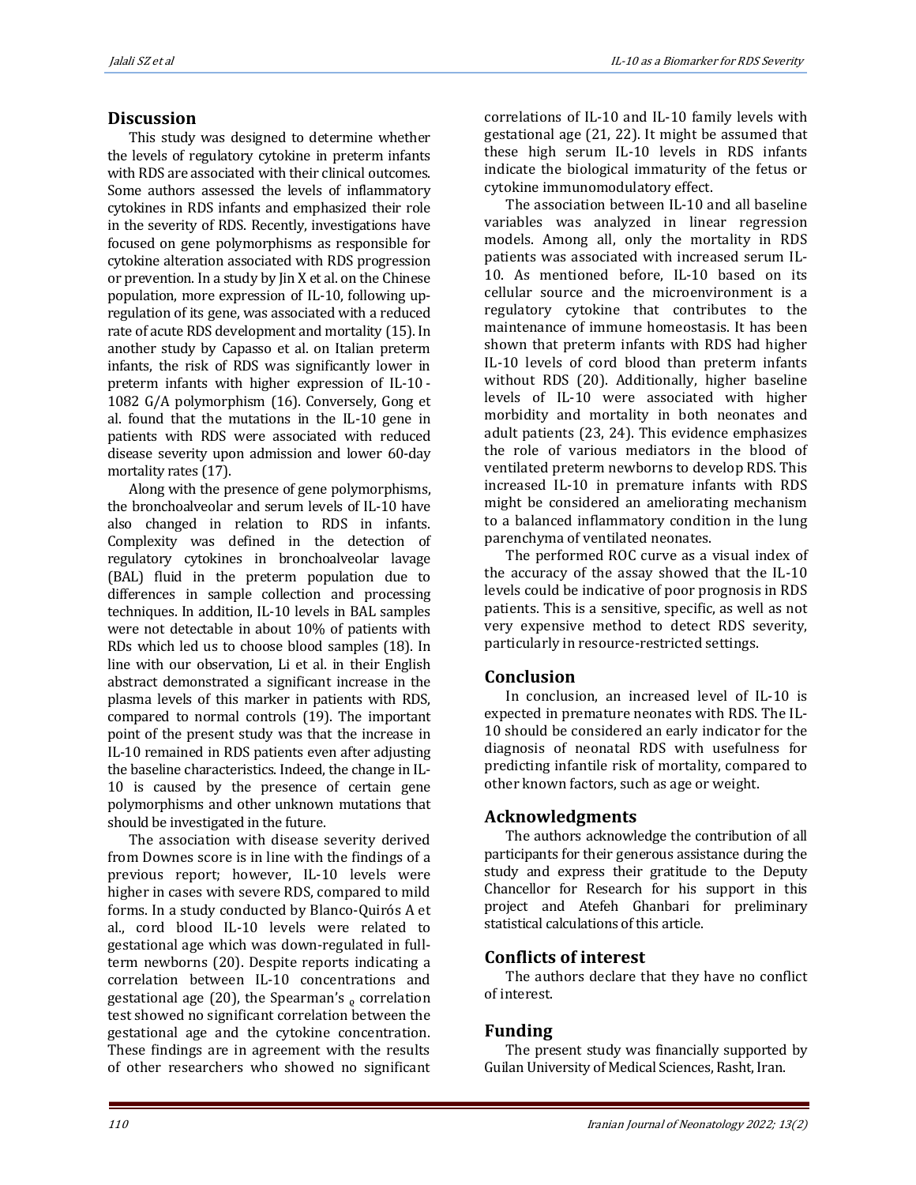## Discussion

This study was designed to determine whether the levels of regulatory cytokine in preterm infants with RDS are associated with their clinical outcomes. Some authors assessed the levels of inflammatory cytokines in RDS infants and emphasized their role in the severity of RDS. Recently, investigations have focused on gene polymorphisms as responsible for cytokine alteration associated with RDS progression or prevention. In a study by Jin X et al. on the Chinese population, more expression of IL-10, following up-regulation of its gene, was associated with a reduced rate of acute RDS development and mortality (15). In another study by Capasso et al. on Italian preterm infants, the risk of RDS was significantly lower in preterm infants with higher expression of IL-10 -1082 G/A polymorphism (16). Conversely, Gong et al. found that the mutations in the IL-10 gene in patients with RDS were associated with reduced disease severity upon admission and lower 60-day mortality rates (17).

Along with the presence of gene polymorphisms, the bronchoalveolar and serum levels of IL-10 have also changed in relation to RDS in infants. Complexity was defined in the detection of regulatory cytokines in bronchoalveolar lavage (BAL) fluid in the preterm population due to differences in sample collection and processing techniques. In addition, IL-10 levels in BAL samples were not detectable in about 10% of patients with RDs which led us to choose blood samples (18). In line with our observation, Li et al. in their English abstract demonstrated a significant increase in the plasma levels of this marker in patients with RDS, compared to normal controls (19). The important point of the present study was that the increase in IL-10 remained in RDS patients even after adjusting the baseline characteristics. Indeed, the change in IL-10 is caused by the presence of certain gene polymorphisms and other unknown mutations that should be investigated in the future.

The association with disease severity derived from Downes score is in line with the findings of a previous report; however, IL-10 levels were higher in cases with severe RDS, compared to mild forms. In a study conducted by Blanco-Quirós A et al., cord blood IL-10 levels were related to gestational age which was down-regulated in full-term newborns (20). Despite reports indicating a correlation between IL-10 concentrations and gestational age (20), the Spearman's $_{\varrho}$ correlation test showed no significant correlation between the gestational age and the cytokine concentration. These findings are in agreement with the results of other researchers who showed no significant correlations of IL-10 and IL-10 family levels with gestational age (21, 22). It might be assumed that these high serum IL-10 levels in RDS infants indicate the biological immaturity of the fetus or cytokine immunomodulatory effect.

The association between IL-10 and all baseline variables was analyzed in linear regression models. Among all, only the mortality in RDS patients was associated with increased serum IL-10. As mentioned before, IL-10 based on its cellular source and the microenvironment is a regulatory cytokine that contributes to the maintenance of immune homeostasis. It has been shown that preterm infants with RDS had higher IL-10 levels of cord blood than preterm infants without RDS (20). Additionally, higher baseline levels of IL-10 were associated with higher morbidity and mortality in both neonates and adult patients (23, 24). This evidence emphasizes the role of various mediators in the blood of ventilated preterm newborns to develop RDS. This increased IL-10 in premature infants with RDS might be considered an ameliorating mechanism to a balanced inflammatory condition in the lung parenchyma of ventilated neonates.

The performed ROC curve as a visual index of the accuracy of the assay showed that the IL-10 levels could be indicative of poor prognosis in RDS patients. This is a sensitive, specific, as well as not very expensive method to detect RDS severity, particularly in resource-restricted settings.

## Conclusion

In conclusion, an increased level of IL-10 is expected in premature neonates with RDS. The IL-10 should be considered an early indicator for the diagnosis of neonatal RDS with usefulness for predicting infantile risk of mortality, compared to other known factors, such as age or weight.

## Acknowledgments

The authors acknowledge the contribution of all participants for their generous assistance during the study and express their gratitude to the Deputy Chancellor for Research for his support in this project and Atefeh Ghanbari for preliminary statistical calculations of this article.

## Conflicts of interest

The authors declare that they have no conflict of interest.

## Funding

The present study was financially supported by Guilan University of Medical Sciences, Rasht, Iran.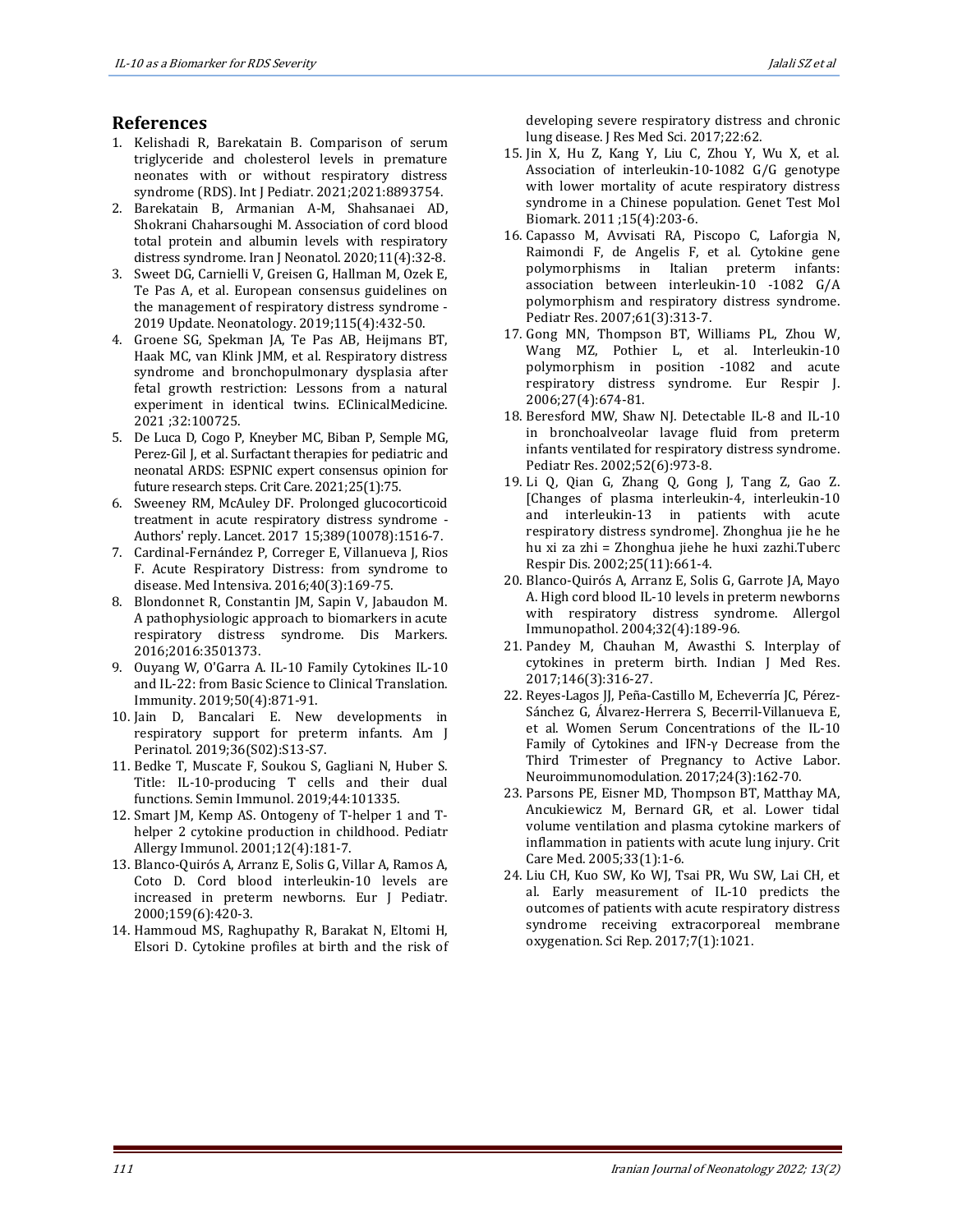## References

1. Kelishadi R, Barekatain B. Comparison of serum triglyceride and cholesterol levels in premature neonates with or without respiratory distress syndrome (RDS). Int J Pediatr. 2021;2021:8893754.
2. Barekatain B, Armanian A-M, Shahsanaei AD, Shokrani Chaharsoughi M. Association of cord blood total protein and albumin levels with respiratory distress syndrome. Iran J Neonatol. 2020;11(4):32-8.
3. Sweet DG, Carnielli V, Greisen G, Hallman M, Ozek E, Te Pas A, et al. European consensus guidelines on the management of respiratory distress syndrome - 2019 Update. Neonatology. 2019;115(4):432-50.
4. Groene SG, Spekman JA, Te Pas AB, Heijmans BT, Haak MC, van Klink JMM, et al. Respiratory distress syndrome and bronchopulmonary dysplasia after fetal growth restriction: Lessons from a natural experiment in identical twins. EClinicalMedicine. 2021 ;32:100725.
5. De Luca D, Cogo P, Kneyber MC, Biban P, Semple MG, Perez-Gil J, et al. Surfactant therapies for pediatric and neonatal ARDS: ESPNIC expert consensus opinion for future research steps. Crit Care. 2021;25(1):75.
6. Sweeney RM, McAuley DF. Prolonged glucocorticoid treatment in acute respiratory distress syndrome - Authors' reply. Lancet. 2017 15;389(10078):1516-7.
7. Cardinal-Fernández P, Correger E, Villanueva J, Rios F. Acute Respiratory Distress: from syndrome to disease. Med Intensiva. 2016;40(3):169-75.
8. Blondonnet R, Constantin JM, Sapin V, Jabaudon M. A pathophysiologic approach to biomarkers in acute respiratory distress syndrome. Dis Markers. 2016;2016:3501373.
9. Ouyang W, O'Garra A. IL-10 Family Cytokines IL-10 and IL-22: from Basic Science to Clinical Translation. Immunity. 2019;50(4):871-91.
10. Jain D, Bancalari E. New developments in respiratory support for preterm infants. Am J Perinatol. 2019;36(S02):S13-S7.
11. Bedke T, Muscate F, Soukou S, Gagliani N, Huber S. Title: IL-10-producing T cells and their dual functions. Semin Immunol. 2019;44:101335.
12. Smart JM, Kemp AS. Ontogeny of T-helper 1 and T-helper 2 cytokine production in childhood. Pediatr Allergy Immunol. 2001;12(4):181-7.
13. Blanco-Quirós A, Arranz E, Solis G, Villar A, Ramos A, Coto D. Cord blood interleukin-10 levels are increased in preterm newborns. Eur J Pediatr. 2000;159(6):420-3.
14. Hammoud MS, Raghupathy R, Barakat N, Eltomi H, Elsori D. Cytokine profiles at birth and the risk of developing severe respiratory distress and chronic lung disease. J Res Med Sci. 2017;22:62.
15. Jin X, Hu Z, Kang Y, Liu C, Zhou Y, Wu X, et al. Association of interleukin-10-1082 G/G genotype with lower mortality of acute respiratory distress syndrome in a Chinese population. Genet Test Mol Biomark. 2011 ;15(4):203-6.
16. Capasso M, Avvisati RA, Piscopo C, Laforgia N, Raimondi F, de Angelis F, et al. Cytokine gene polymorphisms in Italian preterm infants: association between interleukin-10 -1082 G/A polymorphism and respiratory distress syndrome. Pediatr Res. 2007;61(3):313-7.
17. Gong MN, Thompson BT, Williams PL, Zhou W, Wang MZ, Pothier L, et al. Interleukin-10 polymorphism in position -1082 and acute respiratory distress syndrome. Eur Respir J. 2006;27(4):674-81.
18. Beresford MW, Shaw NJ. Detectable IL-8 and IL-10 in bronchoalveolar lavage fluid from preterm infants ventilated for respiratory distress syndrome. Pediatr Res. 2002;52(6):973-8.
19. Li Q, Qian G, Zhang Q, Gong J, Tang Z, Gao Z. [Changes of plasma interleukin-4, interleukin-10 and interleukin-13 in patients with acute respiratory distress syndrome]. Zhonghua jie he he hu xi za zhi = Zhonghua jiehe he huxi zazhi.Tuberc Respir Dis. 2002;25(11):661-4.
20. Blanco-Quirós A, Arranz E, Solis G, Garrote JA, Mayo A. High cord blood IL-10 levels in preterm newborns with respiratory distress syndrome. Allergol Immunopathol. 2004;32(4):189-96.
21. Pandey M, Chauhan M, Awasthi S. Interplay of cytokines in preterm birth. Indian J Med Res. 2017;146(3):316-27.
22. Reyes-Lagos JJ, Peña-Castillo M, Echeverría JC, Pérez-Sánchez G, Álvarez-Herrera S, Becerril-Villanueva E, et al. Women Serum Concentrations of the IL-10 Family of Cytokines and IFN-γ Decrease from the Third Trimester of Pregnancy to Active Labor. Neuroimmunomodulation. 2017;24(3):162-70.
23. Parsons PE, Eisner MD, Thompson BT, Matthay MA, Ancukiewicz M, Bernard GR, et al. Lower tidal volume ventilation and plasma cytokine markers of inflammation in patients with acute lung injury. Crit Care Med. 2005;33(1):1-6.
24. Liu CH, Kuo SW, Ko WJ, Tsai PR, Wu SW, Lai CH, et al. Early measurement of IL-10 predicts the outcomes of patients with acute respiratory distress syndrome receiving extracorporeal membrane oxygenation. Sci Rep. 2017;7(1):1021.